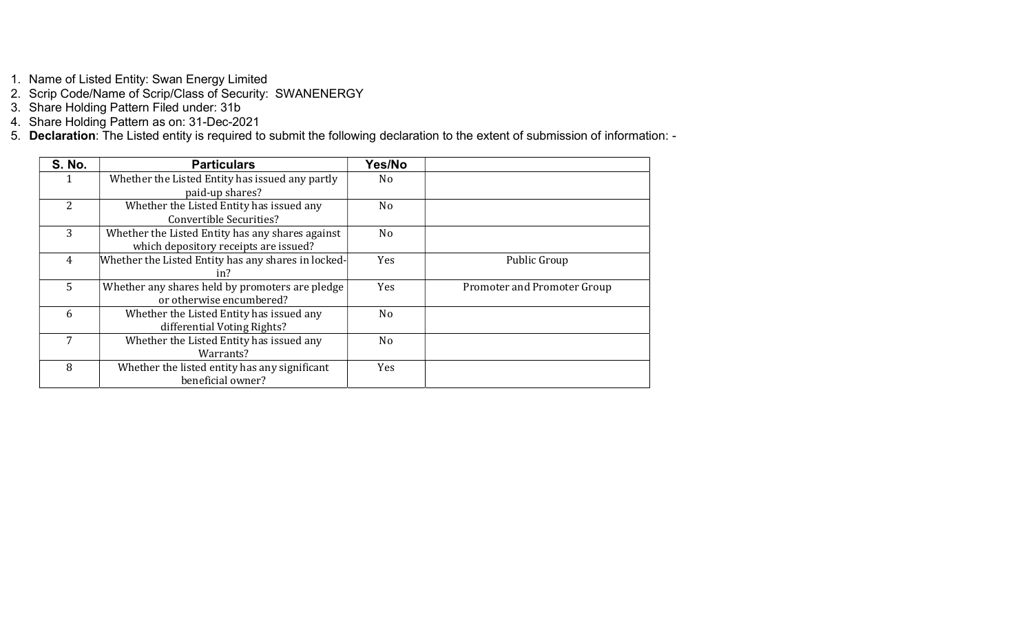1. Name of Listed Entity: Swan Energy Limited
2. Scrip Code/Name of Scrip/Class of Security: SWANENERGY
3. Share Holding Pattern Filed under: 31b
4. Share Holding Pattern as on: 31-Dec-2021
5. **Declaration**: The Listed entity is required to submit the following declaration to the extent of submission of information: -

| S. No. | Particulars | Yes/No | |
|---|---|---|---|
| 1 | Whether the Listed Entity has issued any partly paid-up shares? | No | |
| 2 | Whether the Listed Entity has issued any Convertible Securities? | No | |
| 3 | Whether the Listed Entity has any shares against which depository receipts are issued? | No | |
| 4 | Whether the Listed Entity has any shares in locked-in? | Yes | Public Group |
| 5 | Whether any shares held by promoters are pledge or otherwise encumbered? | Yes | Promoter and Promoter Group |
| 6 | Whether the Listed Entity has issued any differential Voting Rights? | No | |
| 7 | Whether the Listed Entity has issued any Warrants? | No | |
| 8 | Whether the listed entity has any significant beneficial owner? | Yes | |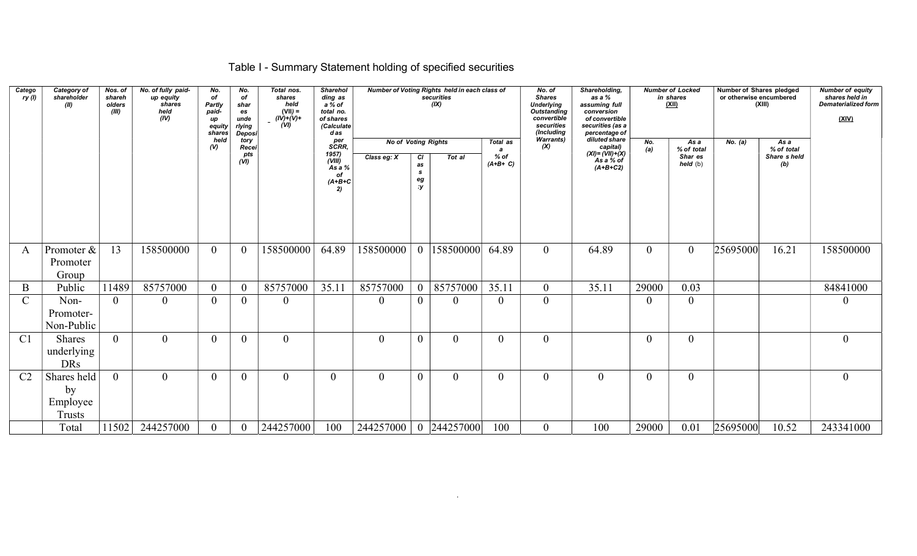# Table I - Summary Statement holding of specified securities

| Category (I) | Category of shareholder (II) | Nos. of shareholders (III) | No. of fully paid-up equity shares held (IV) | No. of Partly paid-up equity shares held (V) | No. of shares underlying Depository Receipts (VI) | Total nos. shares held (VII) = (IV)+(V)+ (VI) | Shareholding as a % of total no. of shares (calculated as per SCRR, 1957) (VIII) As a % of (A+B+C2) | Number of Voting Rights held in each class of securities (IX) | | | | No. of Shares Underlying Outstanding convertible securities (Including Warrants) (X) | Shareholding, as a % assuming full conversion of convertible securities (as a percentage of diluted share capital) (XI)= (VII)+(X) As a % of (A+B+C2) | Number of Locked in shares (XII) | | Number of Shares pledged or otherwise encumbered (XIII) | | Number of equity shares held in Dematerialized form (XIV) |
|---|---|---|---|---|---|---|---|---|---|---|---|---|---|---|---|---|---|---|
| | | | | | | | | No of Voting Rights | | | Total as a % of (A+B+ C) | | | No. (a) | As a % of total Shar es held (b) | No. (a) | As a % of total Share s held (b) | |
| | | | | | | | | Class eg: X | Class eg:y | Tot al | | | | | | | | |
| A | Promoter & Promoter Group | 13 | 158500000 | 0 | 0 | 158500000 | 64.89 | 158500000 | 0 | 158500000 | 64.89 | 0 | 64.89 | 0 | 0 | 25695000 | 16.21 | 158500000 |
| B | Public | 11489 | 85757000 | 0 | 0 | 85757000 | 35.11 | 85757000 | 0 | 85757000 | 35.11 | 0 | 35.11 | 29000 | 0.03 | | | 84841000 |
| C | Non-Promoter-Non-Public | 0 | 0 | 0 | 0 | 0 | | 0 | 0 | 0 | 0 | 0 | | 0 | 0 | | | 0 |
| C1 | Shares underlying DRs | 0 | 0 | 0 | 0 | 0 | | 0 | 0 | 0 | 0 | 0 | | 0 | 0 | | | 0 |
| C2 | Shares held by Employee Trusts | 0 | 0 | 0 | 0 | 0 | 0 | 0 | 0 | 0 | 0 | 0 | 0 | 0 | 0 | | | 0 |
| | Total | 11502 | 244257000 | 0 | 0 | 244257000 | 100 | 244257000 | 0 | 244257000 | 100 | 0 | 100 | 29000 | 0.01 | 25695000 | 10.52 | 243341000 |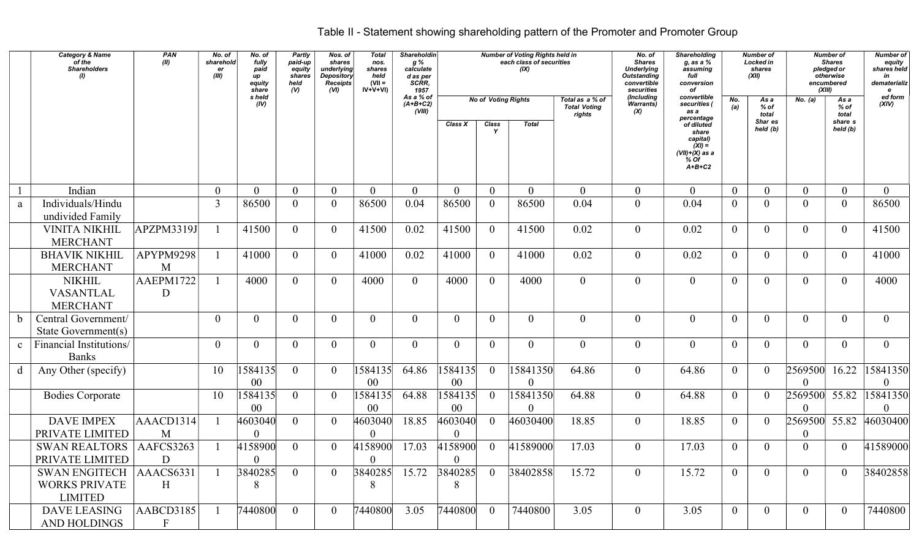## Table II - Statement showing shareholding pattern of the Promoter and Promoter Group

| | Category & Name of the Shareholders (I) | PAN (II) | No. of shareholder (III) | No. of fully paid up equity share s held (IV) | Partly paid-up equity shares held (V) | Nos. of shares underlying Depository Receipts (VI) | Total nos. shares held (VII = IV+V+VI) | Shareholding % calculated as per SCRR, 1957 As a % of (A+B+C2) (VIII) | Number of Voting Rights held in each class of securities (IX) | | | | No. of Shares Underlying Outstanding convertible securities (Including Warrants) (X) | Shareholding, as a % assuming full conversion of convertible securities ( as a percentage of diluted share capital) (XI) = (VII)+(X) as a % Of A+B+C2 | Number of Locked in shares (XII) | | Number of Shares pledged or otherwise encumbered (XIII) | | Number of equity shares held in dematerialized form (XIV) |
|---|---|---|---|---|---|---|---|---|---|---|---|---|---|---|---|---|---|---|---|
| | | | | | | | | | No of Voting Rights | | | Total as a % of Total Voting rights | | | No. (a) | As a % of total Shar es held (b) | No. (a) | As a % of total share s held (b) | |
| | | | | | | | | | Class X | Class Y | Total | | | | | | | | |
| 1 | Indian | | 0 | 0 | 0 | 0 | 0 | 0 | 0 | 0 | 0 | 0 | 0 | 0 | 0 | 0 | 0 | 0 | 0 |
| a | Individuals/Hindu undivided Family | | 3 | 86500 | 0 | 0 | 86500 | 0.04 | 86500 | 0 | 86500 | 0.04 | 0 | 0.04 | 0 | 0 | 0 | 0 | 86500 |
| | VINITA NIKHIL MERCHANT | APZPM3319J | 1 | 41500 | 0 | 0 | 41500 | 0.02 | 41500 | 0 | 41500 | 0.02 | 0 | 0.02 | 0 | 0 | 0 | 0 | 41500 |
| | BHAVIK NIKHIL MERCHANT | APYPM9298M | 1 | 41000 | 0 | 0 | 41000 | 0.02 | 41000 | 0 | 41000 | 0.02 | 0 | 0.02 | 0 | 0 | 0 | 0 | 41000 |
| | NIKHIL VASANTLAL MERCHANT | AAEPM1722D | 1 | 4000 | 0 | 0 | 4000 | 0 | 4000 | 0 | 4000 | 0 | 0 | 0 | 0 | 0 | 0 | 0 | 4000 |
| b | Central Government/ State Government(s) | | 0 | 0 | 0 | 0 | 0 | 0 | 0 | 0 | 0 | 0 | 0 | 0 | 0 | 0 | 0 | 0 | 0 |
| c | Financial Institutions/ Banks | | 0 | 0 | 0 | 0 | 0 | 0 | 0 | 0 | 0 | 0 | 0 | 0 | 0 | 0 | 0 | 0 | 0 |
| d | Any Other (specify) | | 10 | 158413500 | 0 | 0 | 158413500 | 64.86 | 158413500 | 0 | 158413500 | 64.86 | 0 | 64.86 | 0 | 0 | 25695000 | 16.22 | 158413500 |
| | Bodies Corporate | | 10 | 158413500 | 0 | 0 | 158413500 | 64.88 | 158413500 | 0 | 158413500 | 64.88 | 0 | 64.88 | 0 | 0 | 25695000 | 55.82 | 158413500 |
| | DAVE IMPEX PRIVATE LIMITED | AAACD1314M | 1 | 46030400 | 0 | 0 | 46030400 | 18.85 | 46030400 | 0 | 46030400 | 18.85 | 0 | 18.85 | 0 | 0 | 25695000 | 55.82 | 46030400 |
| | SWAN REALTORS PRIVATE LIMITED | AAFCS3263D | 1 | 41589000 | 0 | 0 | 41589000 | 17.03 | 41589000 | 0 | 41589000 | 17.03 | 0 | 17.03 | 0 | 0 | 0 | 0 | 41589000 |
| | SWAN ENGITECH WORKS PRIVATE LIMITED | AAACS6331H | 1 | 38402858 | 0 | 0 | 38402858 | 15.72 | 38402858 | 0 | 38402858 | 15.72 | 0 | 15.72 | 0 | 0 | 0 | 0 | 38402858 |
| | DAVE LEASING AND HOLDINGS | AABCD3185F | 1 | 7440800 | 0 | 0 | 7440800 | 3.05 | 7440800 | 0 | 7440800 | 3.05 | 0 | 3.05 | 0 | 0 | 0 | 0 | 7440800 |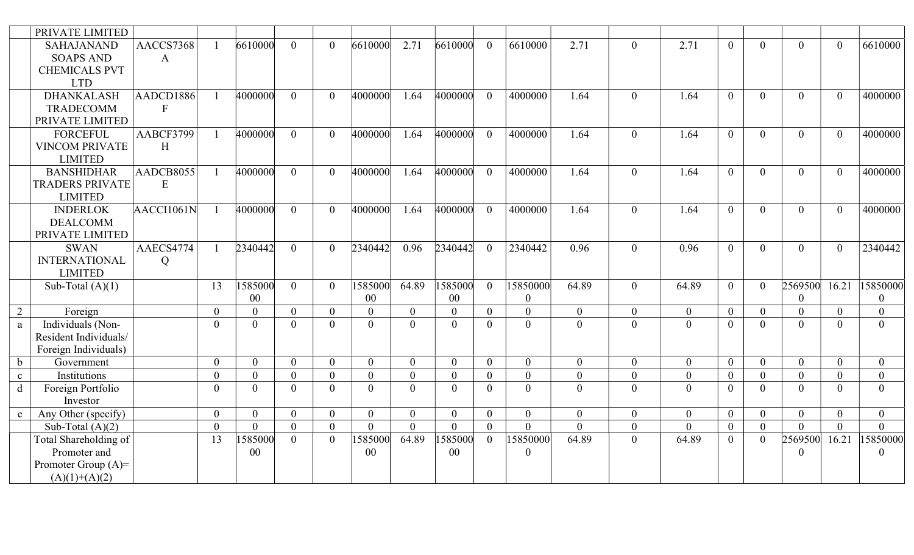| | PRIVATE LIMITED | | | | | | | | | | | | | | | | | | |
|---|---|---|---|---|---|---|---|---|---|---|---|---|---|---|---|---|---|---|---|
| | SAHAJANAND SOAPS AND CHEMICALS PVT LTD | AACCS7368A | 1 | 6610000 | 0 | 0 | 6610000 | 2.71 | 6610000 | 0 | 6610000 | 2.71 | 0 | 2.71 | 0 | 0 | 0 | 0 | 6610000 |
| | DHANKALASH TRADECOMM PRIVATE LIMITED | AADCD1886F | 1 | 4000000 | 0 | 0 | 4000000 | 1.64 | 4000000 | 0 | 4000000 | 1.64 | 0 | 1.64 | 0 | 0 | 0 | 0 | 4000000 |
| | FORCEFUL VINCOM PRIVATE LIMITED | AABCF3799H | 1 | 4000000 | 0 | 0 | 4000000 | 1.64 | 4000000 | 0 | 4000000 | 1.64 | 0 | 1.64 | 0 | 0 | 0 | 0 | 4000000 |
| | BANSHIDHAR TRADERS PRIVATE LIMITED | AADCB8055E | 1 | 4000000 | 0 | 0 | 4000000 | 1.64 | 4000000 | 0 | 4000000 | 1.64 | 0 | 1.64 | 0 | 0 | 0 | 0 | 4000000 |
| | INDERLOK DEALCOMM PRIVATE LIMITED | AACCI1061N | 1 | 4000000 | 0 | 0 | 4000000 | 1.64 | 4000000 | 0 | 4000000 | 1.64 | 0 | 1.64 | 0 | 0 | 0 | 0 | 4000000 |
| | SWAN INTERNATIONAL LIMITED | AAECS4774Q | 1 | 2340442 | 0 | 0 | 2340442 | 0.96 | 2340442 | 0 | 2340442 | 0.96 | 0 | 0.96 | 0 | 0 | 0 | 0 | 2340442 |
| | Sub-Total (A)(1) | | 13 | 158500000 | 0 | 0 | 158500000 | 64.89 | 158500000 | 0 | 158500000 | 64.89 | 0 | 64.89 | 0 | 0 | 25695000 | 16.21 | 158500000 |
| 2 | Foreign | | 0 | 0 | 0 | 0 | 0 | 0 | 0 | 0 | 0 | 0 | 0 | 0 | 0 | 0 | 0 | 0 | 0 |
| a | Individuals (Non-Resident Individuals/ Foreign Individuals) | | 0 | 0 | 0 | 0 | 0 | 0 | 0 | 0 | 0 | 0 | 0 | 0 | 0 | 0 | 0 | 0 | 0 |
| b | Government | | 0 | 0 | 0 | 0 | 0 | 0 | 0 | 0 | 0 | 0 | 0 | 0 | 0 | 0 | 0 | 0 | 0 |
| c | Institutions | | 0 | 0 | 0 | 0 | 0 | 0 | 0 | 0 | 0 | 0 | 0 | 0 | 0 | 0 | 0 | 0 | 0 |
| d | Foreign Portfolio Investor | | 0 | 0 | 0 | 0 | 0 | 0 | 0 | 0 | 0 | 0 | 0 | 0 | 0 | 0 | 0 | 0 | 0 |
| e | Any Other (specify) | | 0 | 0 | 0 | 0 | 0 | 0 | 0 | 0 | 0 | 0 | 0 | 0 | 0 | 0 | 0 | 0 | 0 |
| | Sub-Total (A)(2) | | 0 | 0 | 0 | 0 | 0 | 0 | 0 | 0 | 0 | 0 | 0 | 0 | 0 | 0 | 0 | 0 | 0 |
| | Total Shareholding of Promoter and Promoter Group (A)= (A)(1)+(A)(2) | | 13 | 158500000 | 0 | 0 | 158500000 | 64.89 | 158500000 | 0 | 158500000 | 64.89 | 0 | 64.89 | 0 | 0 | 25695000 | 16.21 | 158500000 |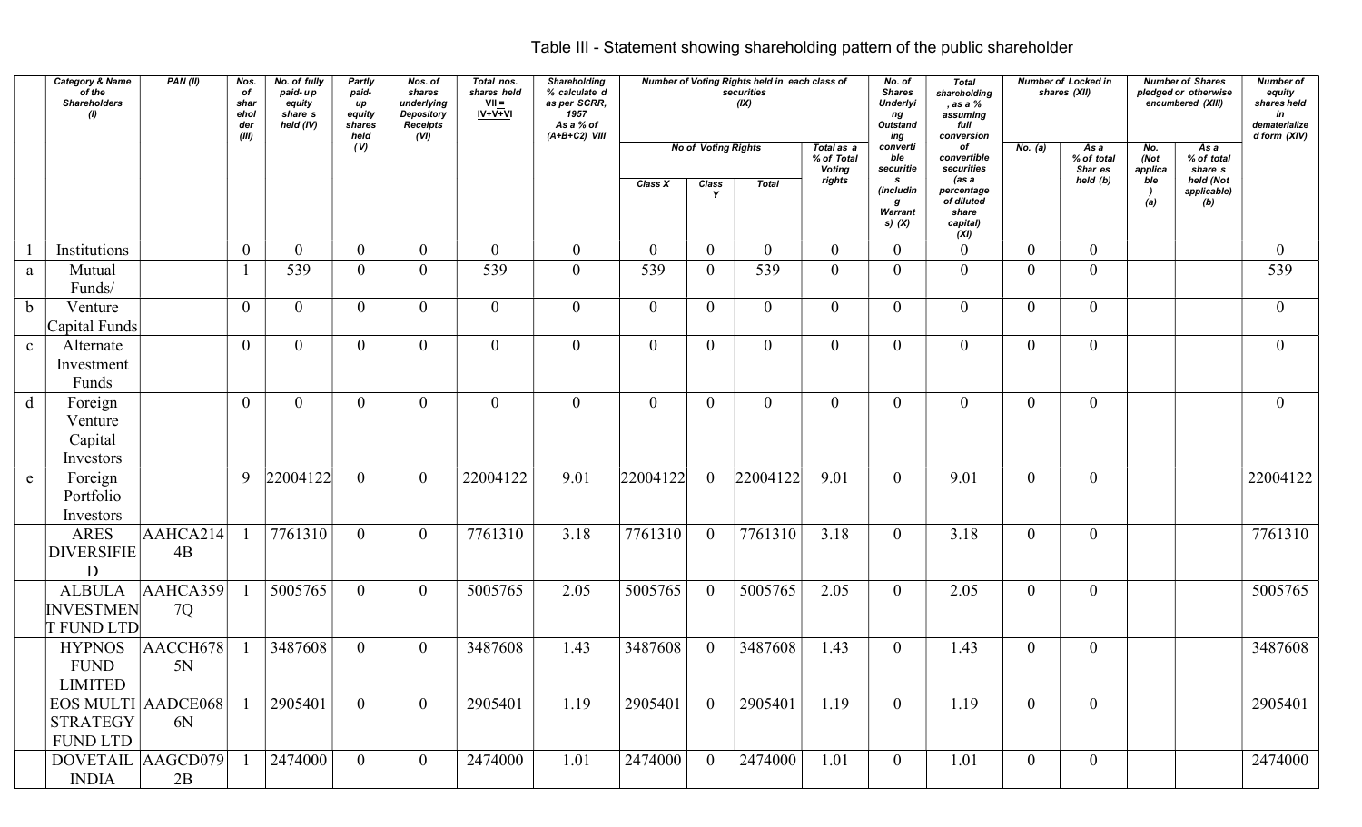Table III - Statement showing shareholding pattern of the public shareholder

| | Category & Name of the Shareholders (I) | PAN (II) | Nos. of shareholder (III) | No. of fully paid-up equity shares held (IV) | Partly paid-up equity shares held (V) | Nos. of shares underlying Depository Receipts (VI) | Total nos. shares held VII = IV+V+VI | Shareholding % calculated as per SCRR, 1957 As a % of (A+B+C2) VIII | Number of Voting Rights held in each class of securities (IX) | | | | No. of Shares Underlying Outstanding convertible securities (including Warrants) (X) | Total shareholding, as a % assuming full conversion of convertible securities (as a percentage of diluted share capital) (XI) | Number of Locked in shares (XII) | | Number of Shares pledged or otherwise encumbered (XIII) | | Number of equity shares held in dematerialized form (XIV) |
|---|---|---|---|---|---|---|---|---|---|---|---|---|---|---|---|---|---|---|---|
| | | | | | | | | | No of Voting Rights | | | Total as a % of Total Voting rights | | | No. (a) | As a % of total Shares held (b) | No. (Not applicable) (a) | As a % of total shares held (Not applicable) (b) | |
| | | | | | | | | | Class X | Class Y | Total | | | | | | | | |
| 1 | Institutions | | 0 | 0 | 0 | 0 | 0 | 0 | 0 | 0 | 0 | 0 | 0 | 0 | 0 | 0 | | | 0 |
| a | Mutual Funds/ | | 1 | 539 | 0 | 0 | 539 | 0 | 539 | 0 | 539 | 0 | 0 | 0 | 0 | 0 | | | 539 |
| b | Venture Capital Funds | | 0 | 0 | 0 | 0 | 0 | 0 | 0 | 0 | 0 | 0 | 0 | 0 | 0 | 0 | | | 0 |
| c | Alternate Investment Funds | | 0 | 0 | 0 | 0 | 0 | 0 | 0 | 0 | 0 | 0 | 0 | 0 | 0 | 0 | | | 0 |
| d | Foreign Venture Capital Investors | | 0 | 0 | 0 | 0 | 0 | 0 | 0 | 0 | 0 | 0 | 0 | 0 | 0 | 0 | | | 0 |
| e | Foreign Portfolio Investors | | 9 | 22004122 | 0 | 0 | 22004122 | 9.01 | 22004122 | 0 | 22004122 | 9.01 | 0 | 9.01 | 0 | 0 | | | 22004122 |
| | ARES DIVERSIFIED | AAHCA2144B | 1 | 7761310 | 0 | 0 | 7761310 | 3.18 | 7761310 | 0 | 7761310 | 3.18 | 0 | 3.18 | 0 | 0 | | | 7761310 |
| | ALBULA INVESTMENT FUND LTD | AAHCA3597Q | 1 | 5005765 | 0 | 0 | 5005765 | 2.05 | 5005765 | 0 | 5005765 | 2.05 | 0 | 2.05 | 0 | 0 | | | 5005765 |
| | HYPNOS FUND LIMITED | AACCH6785N | 1 | 3487608 | 0 | 0 | 3487608 | 1.43 | 3487608 | 0 | 3487608 | 1.43 | 0 | 1.43 | 0 | 0 | | | 3487608 |
| | EOS MULTI STRATEGY FUND LTD | AADCE0686N | 1 | 2905401 | 0 | 0 | 2905401 | 1.19 | 2905401 | 0 | 2905401 | 1.19 | 0 | 1.19 | 0 | 0 | | | 2905401 |
| | DOVETAIL INDIA | AAGCD0792B | 1 | 2474000 | 0 | 0 | 2474000 | 1.01 | 2474000 | 0 | 2474000 | 1.01 | 0 | 1.01 | 0 | 0 | | | 2474000 |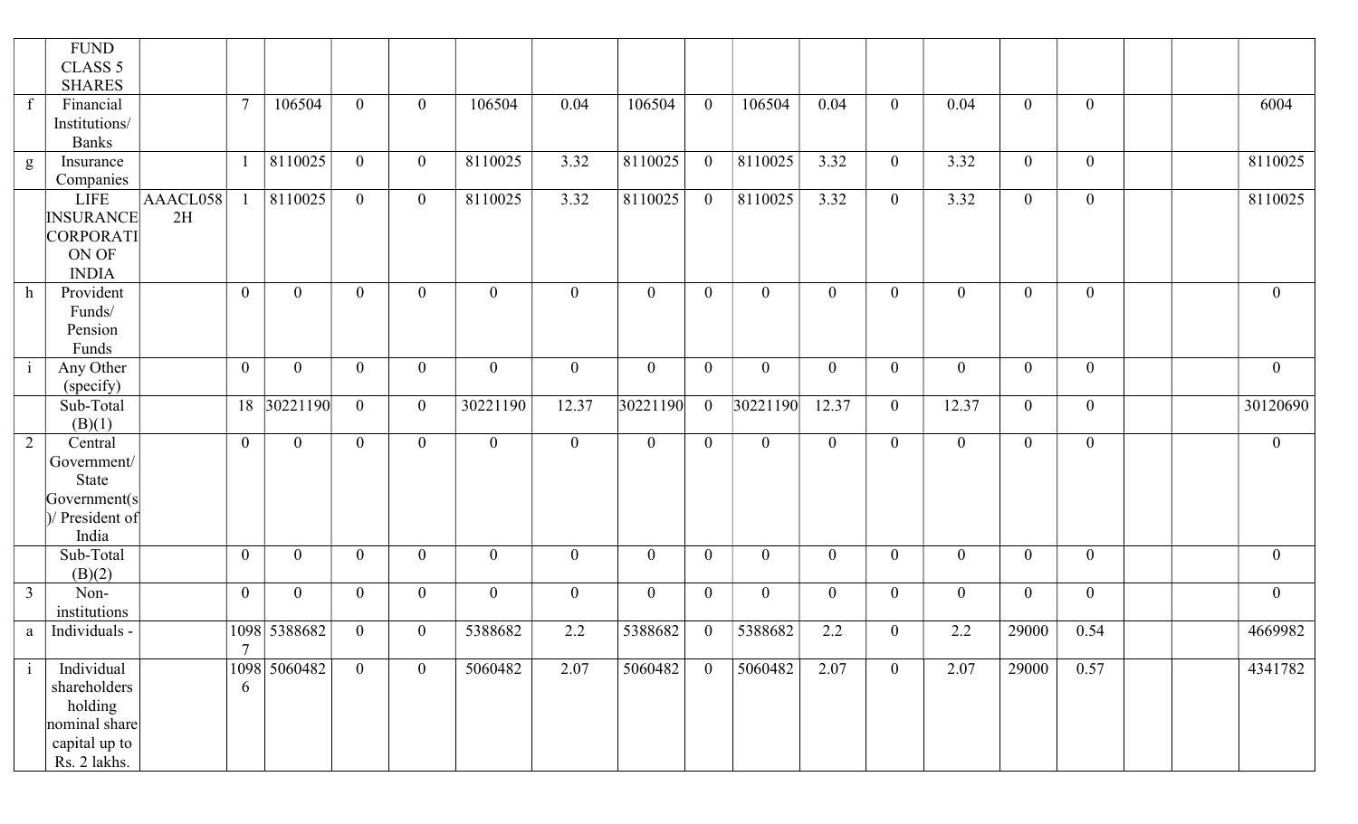| | FUND CLASS 5 SHARES | | | | | | | | | | | | | | | | | | |
|---|---|---|---|---|---|---|---|---|---|---|---|---|---|---|---|---|---|---|---|
| f | Financial Institutions/ Banks | | 7 | 106504 | 0 | 0 | 106504 | 0.04 | 106504 | 0 | 106504 | 0.04 | 0 | 0.04 | 0 | 0 | | | 6004 |
| g | Insurance Companies | | 1 | 8110025 | 0 | 0 | 8110025 | 3.32 | 8110025 | 0 | 8110025 | 3.32 | 0 | 3.32 | 0 | 0 | | | 8110025 |
| | LIFE INSURANCE CORPORATION OF INDIA | AAACL0582H | 1 | 8110025 | 0 | 0 | 8110025 | 3.32 | 8110025 | 0 | 8110025 | 3.32 | 0 | 3.32 | 0 | 0 | | | 8110025 |
| h | Provident Funds/ Pension Funds | | 0 | 0 | 0 | 0 | 0 | 0 | 0 | 0 | 0 | 0 | 0 | 0 | 0 | 0 | | | 0 |
| i | Any Other (specify) | | 0 | 0 | 0 | 0 | 0 | 0 | 0 | 0 | 0 | 0 | 0 | 0 | 0 | 0 | | | 0 |
| | Sub-Total (B)(1) | | 18 | 30221190 | 0 | 0 | 30221190 | 12.37 | 30221190 | 0 | 30221190 | 12.37 | 0 | 12.37 | 0 | 0 | | | 30120690 |
| 2 | Central Government/ State Government(s)/ President of India | | 0 | 0 | 0 | 0 | 0 | 0 | 0 | 0 | 0 | 0 | 0 | 0 | 0 | 0 | | | 0 |
| | Sub-Total (B)(2) | | 0 | 0 | 0 | 0 | 0 | 0 | 0 | 0 | 0 | 0 | 0 | 0 | 0 | 0 | | | 0 |
| 3 | Non-institutions | | 0 | 0 | 0 | 0 | 0 | 0 | 0 | 0 | 0 | 0 | 0 | 0 | 0 | 0 | | | 0 |
| a | Individuals - | | 10987 | 5388682 | 0 | 0 | 5388682 | 2.2 | 5388682 | 0 | 5388682 | 2.2 | 0 | 2.2 | 29000 | 0.54 | | | 4669982 |
| i | Individual shareholders holding nominal share capital up to Rs. 2 lakhs. | | 10986 | 5060482 | 0 | 0 | 5060482 | 2.07 | 5060482 | 0 | 5060482 | 2.07 | 0 | 2.07 | 29000 | 0.57 | | | 4341782 |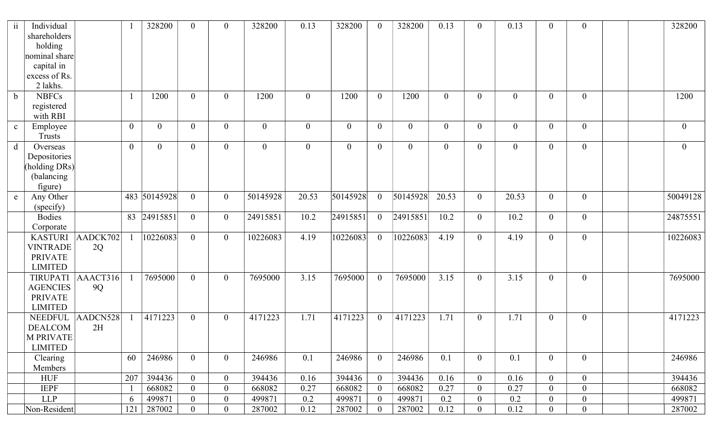| ii | Individual shareholders holding nominal share capital in excess of Rs. 2 lakhs. | | 1 | 328200 | 0 | 0 | 328200 | 0.13 | 328200 | 0 | 328200 | 0.13 | 0 | 0.13 | 0 | 0 | | | 328200 |
|---|---|---|---|---|---|---|---|---|---|---|---|---|---|---|---|---|---|---|---|
| b | NBFCs registered with RBI | | 1 | 1200 | 0 | 0 | 1200 | 0 | 1200 | 0 | 1200 | 0 | 0 | 0 | 0 | 0 | | | 1200 |
| c | Employee Trusts | | 0 | 0 | 0 | 0 | 0 | 0 | 0 | 0 | 0 | 0 | 0 | 0 | 0 | 0 | | | 0 |
| d | Overseas Depositories (holding DRs) (balancing figure) | | 0 | 0 | 0 | 0 | 0 | 0 | 0 | 0 | 0 | 0 | 0 | 0 | 0 | 0 | | | 0 |
| e | Any Other (specify) | | 483 | 50145928 | 0 | 0 | 50145928 | 20.53 | 50145928 | 0 | 50145928 | 20.53 | 0 | 20.53 | 0 | 0 | | | 50049128 |
| | Bodies Corporate | | 83 | 24915851 | 0 | 0 | 24915851 | 10.2 | 24915851 | 0 | 24915851 | 10.2 | 0 | 10.2 | 0 | 0 | | | 24875551 |
| | KASTURI VINTRADE PRIVATE LIMITED | AADCK7022Q | 1 | 10226083 | 0 | 0 | 10226083 | 4.19 | 10226083 | 0 | 10226083 | 4.19 | 0 | 4.19 | 0 | 0 | | | 10226083 |
| | TIRUPATI AGENCIES PRIVATE LIMITED | AAACT3169Q | 1 | 7695000 | 0 | 0 | 7695000 | 3.15 | 7695000 | 0 | 7695000 | 3.15 | 0 | 3.15 | 0 | 0 | | | 7695000 |
| | NEEDFUL DEALCOM M PRIVATE LIMITED | AADCN5282H | 1 | 4171223 | 0 | 0 | 4171223 | 1.71 | 4171223 | 0 | 4171223 | 1.71 | 0 | 1.71 | 0 | 0 | | | 4171223 |
| | Clearing Members | | 60 | 246986 | 0 | 0 | 246986 | 0.1 | 246986 | 0 | 246986 | 0.1 | 0 | 0.1 | 0 | 0 | | | 246986 |
| | HUF | | 207 | 394436 | 0 | 0 | 394436 | 0.16 | 394436 | 0 | 394436 | 0.16 | 0 | 0.16 | 0 | 0 | | | 394436 |
| | IEPF | | 1 | 668082 | 0 | 0 | 668082 | 0.27 | 668082 | 0 | 668082 | 0.27 | 0 | 0.27 | 0 | 0 | | | 668082 |
| | LLP | | 6 | 499871 | 0 | 0 | 499871 | 0.2 | 499871 | 0 | 499871 | 0.2 | 0 | 0.2 | 0 | 0 | | | 499871 |
| | Non-Resident | | 121 | 287002 | 0 | 0 | 287002 | 0.12 | 287002 | 0 | 287002 | 0.12 | 0 | 0.12 | 0 | 0 | | | 287002 |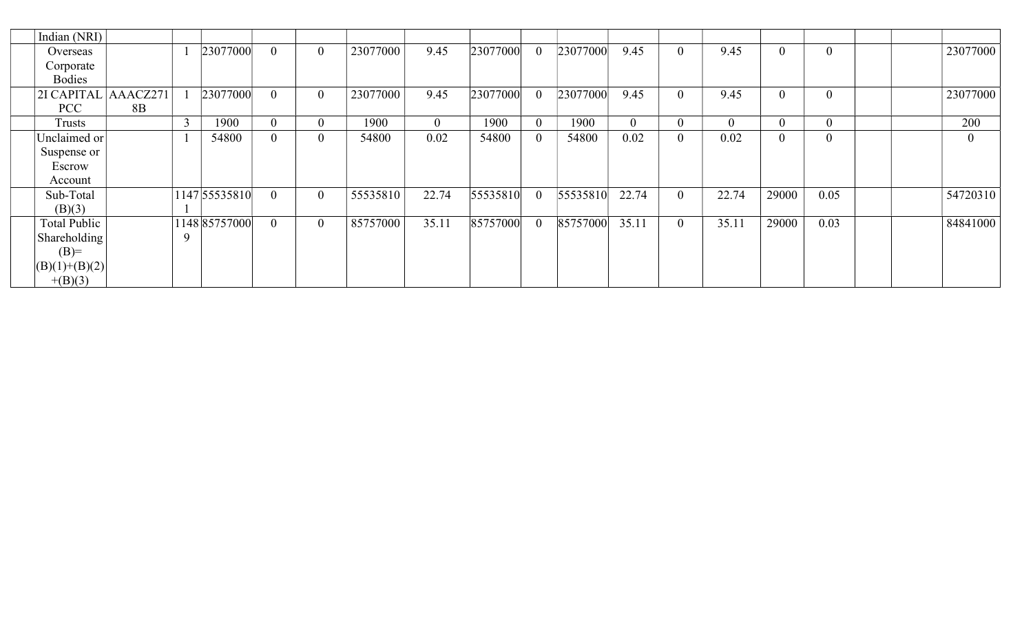| | Indian (NRI) | | | | | | | | | | | | | | | | | | |
|---|---|---|---|---|---|---|---|---|---|---|---|---|---|---|---|---|---|---|---|
| | Overseas Corporate Bodies | | 1 | 23077000 | 0 | 0 | 23077000 | 9.45 | 23077000 | 0 | 23077000 | 9.45 | 0 | 9.45 | 0 | 0 | | | 23077000 |
| | 2I CAPITAL PCC | AAACZ2718B | 1 | 23077000 | 0 | 0 | 23077000 | 9.45 | 23077000 | 0 | 23077000 | 9.45 | 0 | 9.45 | 0 | 0 | | | 23077000 |
| | Trusts | | 3 | 1900 | 0 | 0 | 1900 | 0 | 1900 | 0 | 1900 | 0 | 0 | 0 | 0 | 0 | | | 200 |
| | Unclaimed or Suspense or Escrow Account | | 1 | 54800 | 0 | 0 | 54800 | 0.02 | 54800 | 0 | 54800 | 0.02 | 0 | 0.02 | 0 | 0 | | | 0 |
| | Sub-Total (B)(3) | | 11471 | 55535810 | 0 | 0 | 55535810 | 22.74 | 55535810 | 0 | 55535810 | 22.74 | 0 | 22.74 | 29000 | 0.05 | | | 54720310 |
| | Total Public Shareholding (B)= (B)(1)+(B)(2)+(B)(3) | | 11489 | 85757000 | 0 | 0 | 85757000 | 35.11 | 85757000 | 0 | 85757000 | 35.11 | 0 | 35.11 | 29000 | 0.03 | | | 84841000 |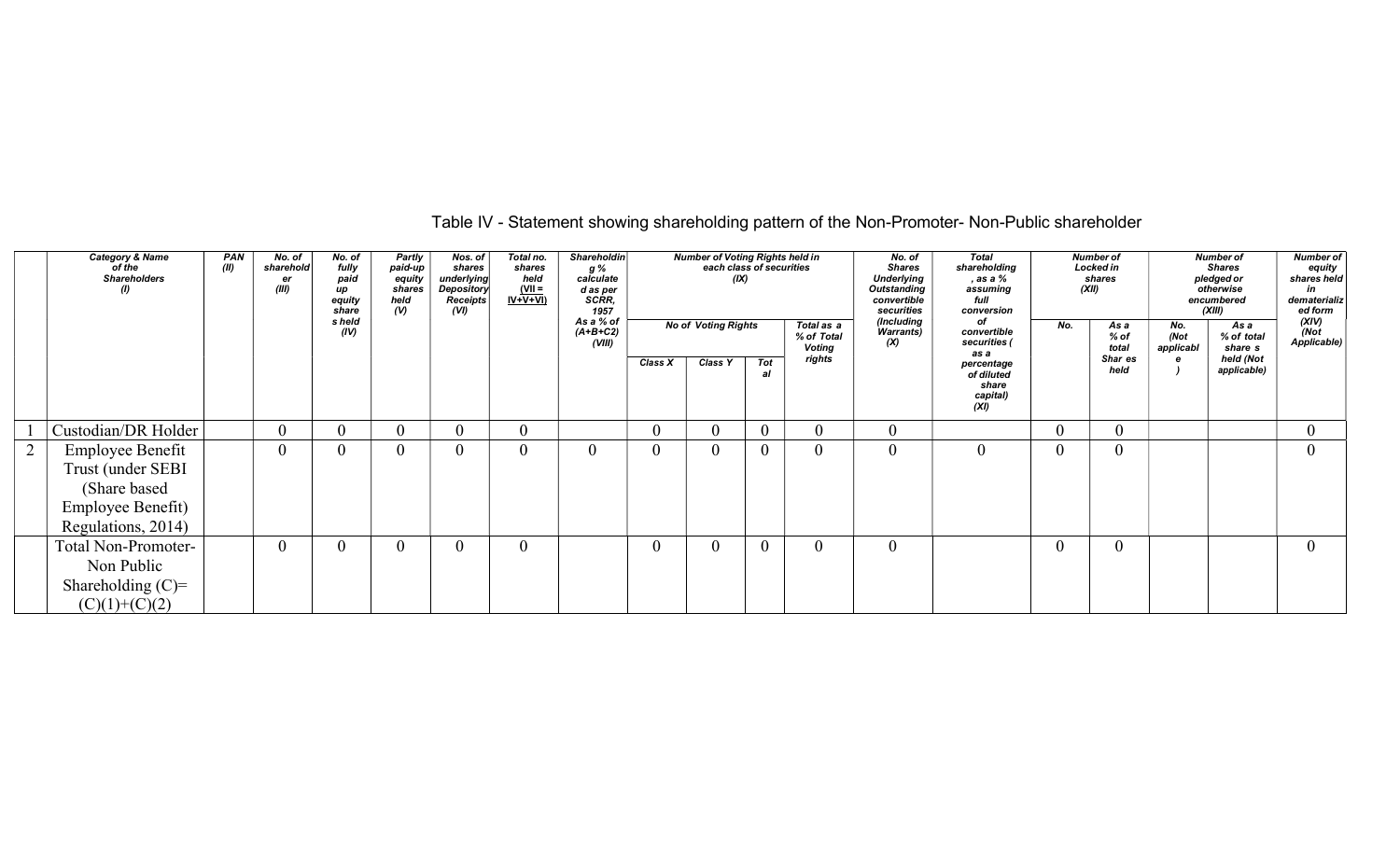# Table IV - Statement showing shareholding pattern of the Non-Promoter- Non-Public shareholder

| | Category & Name of the Shareholders (I) | PAN (II) | No. of shareholder (III) | No. of fully paid up equity shares held (IV) | Partly paid-up equity shares held (V) | Nos. of shares underlying Depository Receipts (VI) | Total no. shares held (VII = IV+V+VI) | Shareholding % calculated as per SCRR, 1957 As a % of (A+B+C2) (VIII) | Number of Voting Rights held in each class of securities (IX) | | | | No. of Shares Underlying Outstanding convertible securities (Including Warrants) (X) | Total shareholding, as a % assuming full conversion of convertible securities (as a percentage of diluted share capital) (XI) | Number of Locked in shares (XII) | | Number of Shares pledged or otherwise encumbered (XIII) | | Number of equity shares held in dematerialized form (XIV) (Not Applicable) |
|---|---|---|---|---|---|---|---|---|---|---|---|---|---|---|---|---|---|---|---|
| | | | | | | | | | No of Voting Rights | | | Total as a % of Total Voting rights | | | No. | As a % of total Shar es held | No. (Not applicable) | As a % of total share s held (Not applicable) | |
| | | | | | | | | | Class X | Class Y | Total | | | | | | | | |
| 1 | Custodian/DR Holder | | 0 | 0 | 0 | 0 | 0 | | 0 | 0 | 0 | 0 | 0 | | 0 | 0 | | | 0 |
| 2 | Employee Benefit Trust (under SEBI (Share based Employee Benefit) Regulations, 2014) | | 0 | 0 | 0 | 0 | 0 | 0 | 0 | 0 | 0 | 0 | 0 | 0 | 0 | 0 | | | 0 |
| | Total Non-Promoter- Non Public Shareholding (C)= (C)(1)+(C)(2) | | 0 | 0 | 0 | 0 | 0 | | 0 | 0 | 0 | 0 | 0 | | 0 | 0 | | | 0 |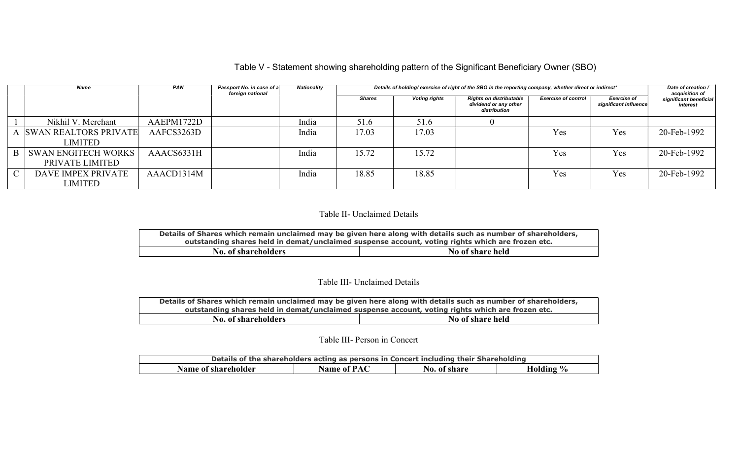# Table V - Statement showing shareholding pattern of the Significant Beneficiary Owner (SBO)

| | Name | PAN | Passport No. in case of a foreign national | Nationality | Details of holding/ exercise of right of the SBO in the reporting company, whether direct or indirect* | | | | | Date of creation / acquisition of significant beneficial interest |
|---|---|---|---|---|---|---|---|---|---|---|
| | | | | | Shares | Voting rights | Rights on distributable dividend or any other distribution | Exercise of control | Exercise of significant influence | |
| 1 | Nikhil V. Merchant | AAEPM1722D | | India | 51.6 | 51.6 | 0 | | | |
| A | SWAN REALTORS PRIVATE LIMITED | AAFCS3263D | | India | 17.03 | 17.03 | | Yes | Yes | 20-Feb-1992 |
| B | SWAN ENGITECH WORKS PRIVATE LIMITED | AAACS6331H | | India | 15.72 | 15.72 | | Yes | Yes | 20-Feb-1992 |
| C | DAVE IMPEX PRIVATE LIMITED | AAACD1314M | | India | 18.85 | 18.85 | | Yes | Yes | 20-Feb-1992 |

## Table II- Unclaimed Details

| Details of Shares which remain unclaimed may be given here along with details such as number of shareholders, outstanding shares held in demat/unclaimed suspense account, voting rights which are frozen etc. | |
|---|---|
| **No. of shareholders** | **No of share held** |

## Table III- Unclaimed Details

| Details of Shares which remain unclaimed may be given here along with details such as number of shareholders, outstanding shares held in demat/unclaimed suspense account, voting rights which are frozen etc. | |
|---|---|
| **No. of shareholders** | **No of share held** |

## Table III- Person in Concert

| Details of the shareholders acting as persons in Concert including their Shareholding | | | |
|---|---|---|---|
| **Name of shareholder** | **Name of PAC** | **No. of share** | **Holding %** |